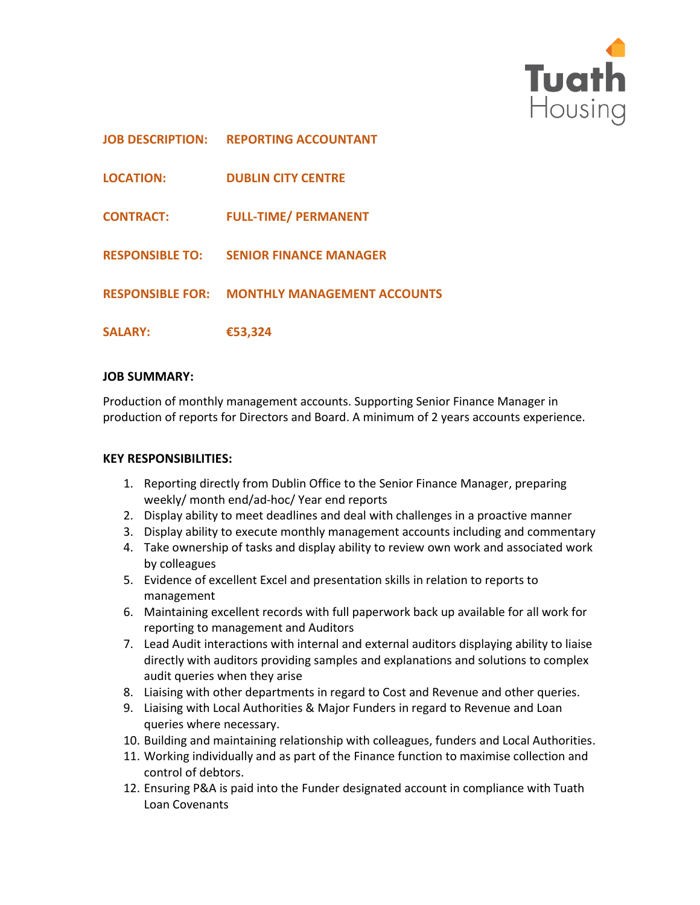Tuath Housing

**JOB DESCRIPTION:** **REPORTING ACCOUNTANT**

**LOCATION:** **DUBLIN CITY CENTRE**

**CONTRACT:** **FULL-TIME/ PERMANENT**

**RESPONSIBLE TO:** **SENIOR FINANCE MANAGER**

**RESPONSIBLE FOR:** **MONTHLY MANAGEMENT ACCOUNTS**

**SALARY:** **€53,324**

**JOB SUMMARY:**

Production of monthly management accounts. Supporting Senior Finance Manager in production of reports for Directors and Board. A minimum of 2 years accounts experience.

**KEY RESPONSIBILITIES:**

1. Reporting directly from Dublin Office to the Senior Finance Manager, preparing weekly/ month end/ad-hoc/ Year end reports
2. Display ability to meet deadlines and deal with challenges in a proactive manner
3. Display ability to execute monthly management accounts including and commentary
4. Take ownership of tasks and display ability to review own work and associated work by colleagues
5. Evidence of excellent Excel and presentation skills in relation to reports to management
6. Maintaining excellent records with full paperwork back up available for all work for reporting to management and Auditors
7. Lead Audit interactions with internal and external auditors displaying ability to liaise directly with auditors providing samples and explanations and solutions to complex audit queries when they arise
8. Liaising with other departments in regard to Cost and Revenue and other queries.
9. Liaising with Local Authorities & Major Funders in regard to Revenue and Loan queries where necessary.
10. Building and maintaining relationship with colleagues, funders and Local Authorities.
11. Working individually and as part of the Finance function to maximise collection and control of debtors.
12. Ensuring P&A is paid into the Funder designated account in compliance with Tuath Loan Covenants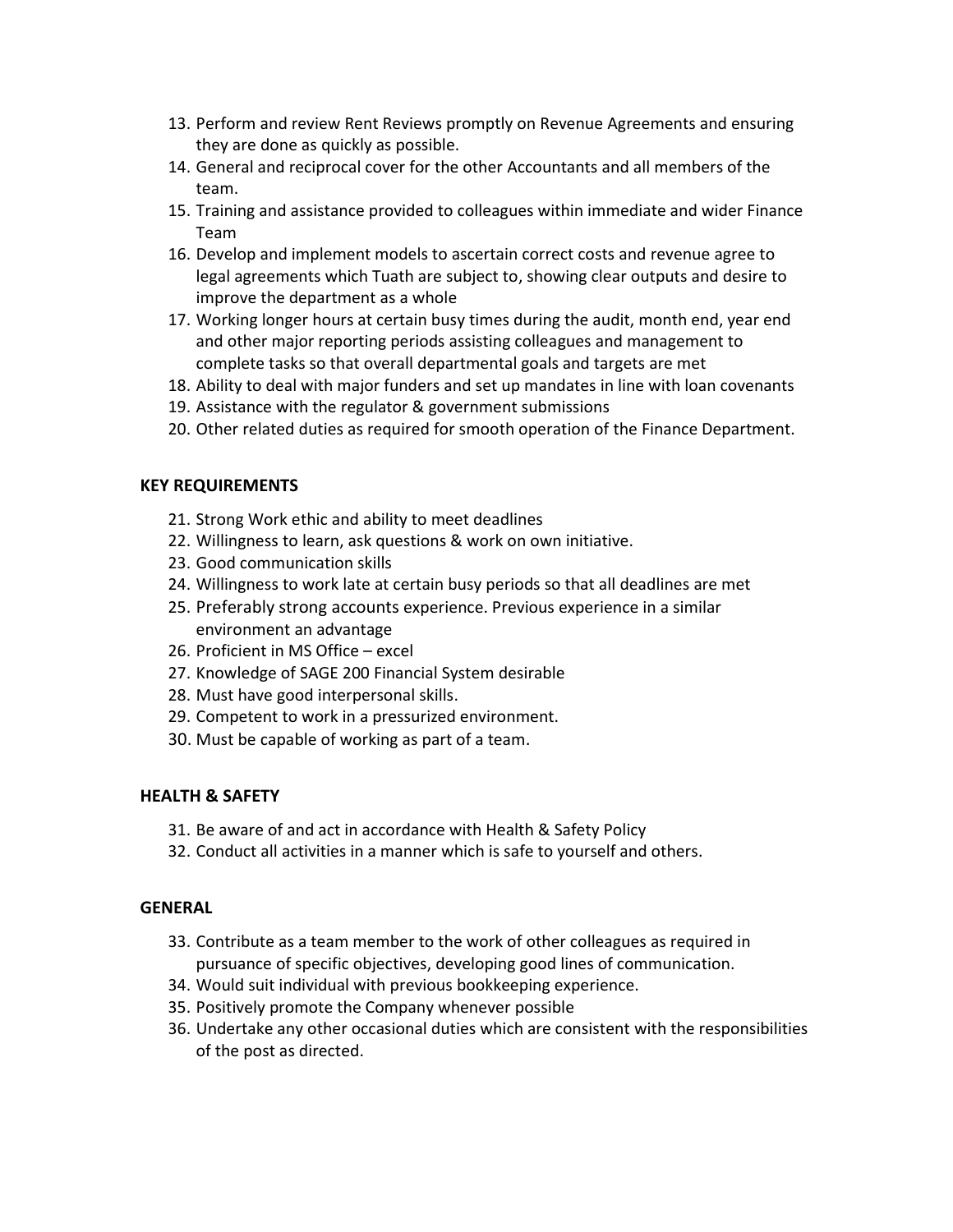13. Perform and review Rent Reviews promptly on Revenue Agreements and ensuring they are done as quickly as possible.
14. General and reciprocal cover for the other Accountants and all members of the team.
15. Training and assistance provided to colleagues within immediate and wider Finance Team
16. Develop and implement models to ascertain correct costs and revenue agree to legal agreements which Tuath are subject to, showing clear outputs and desire to improve the department as a whole
17. Working longer hours at certain busy times during the audit, month end, year end and other major reporting periods assisting colleagues and management to complete tasks so that overall departmental goals and targets are met
18. Ability to deal with major funders and set up mandates in line with loan covenants
19. Assistance with the regulator & government submissions
20. Other related duties as required for smooth operation of the Finance Department.

**KEY REQUIREMENTS**

21. Strong Work ethic and ability to meet deadlines
22. Willingness to learn, ask questions & work on own initiative.
23. Good communication skills
24. Willingness to work late at certain busy periods so that all deadlines are met
25. Preferably strong accounts experience. Previous experience in a similar environment an advantage
26. Proficient in MS Office – excel
27. Knowledge of SAGE 200 Financial System desirable
28. Must have good interpersonal skills.
29. Competent to work in a pressurized environment.
30. Must be capable of working as part of a team.

**HEALTH & SAFETY**

31. Be aware of and act in accordance with Health & Safety Policy
32. Conduct all activities in a manner which is safe to yourself and others.

**GENERAL**

33. Contribute as a team member to the work of other colleagues as required in pursuance of specific objectives, developing good lines of communication.
34. Would suit individual with previous bookkeeping experience.
35. Positively promote the Company whenever possible
36. Undertake any other occasional duties which are consistent with the responsibilities of the post as directed.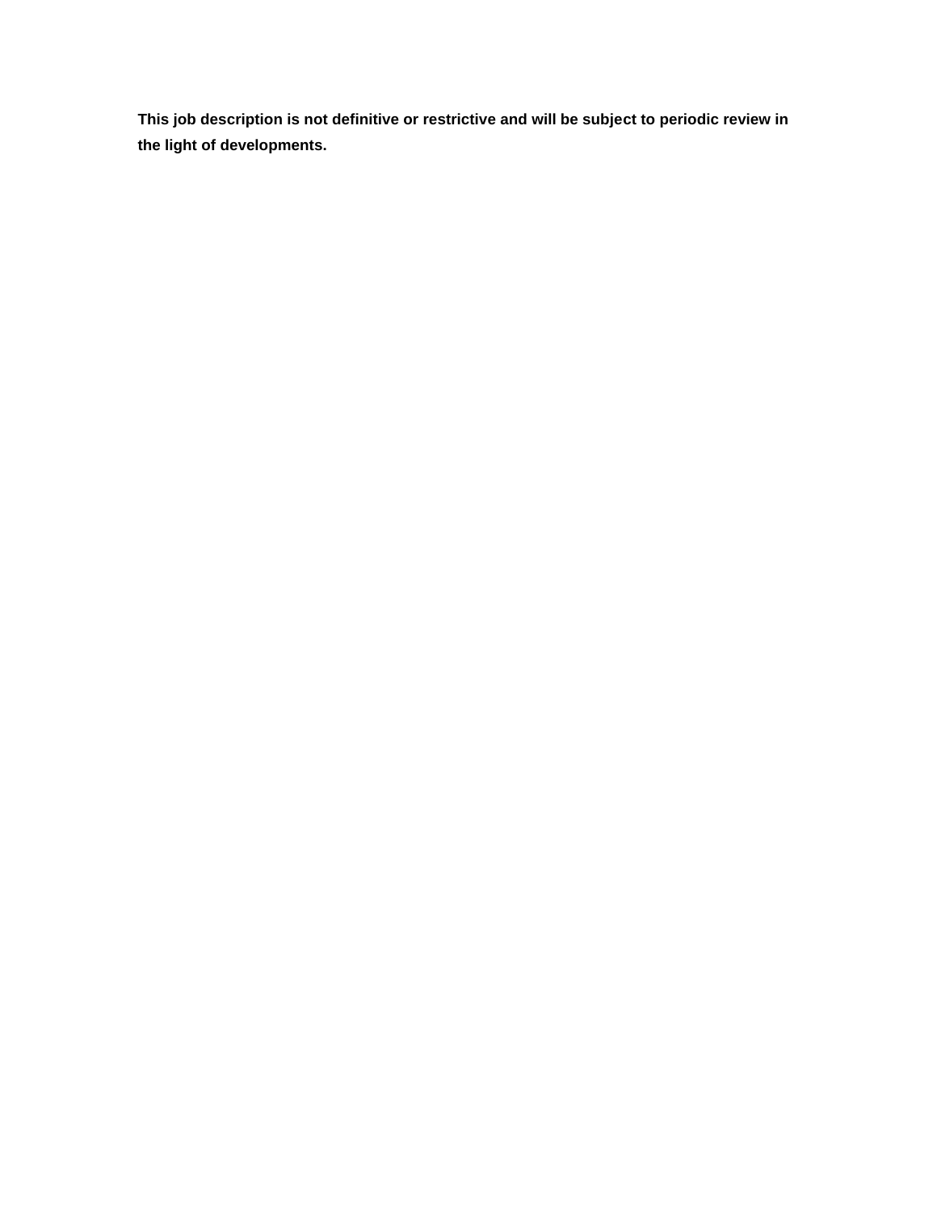**This job description is not definitive or restrictive and will be subject to periodic review in the light of developments.**